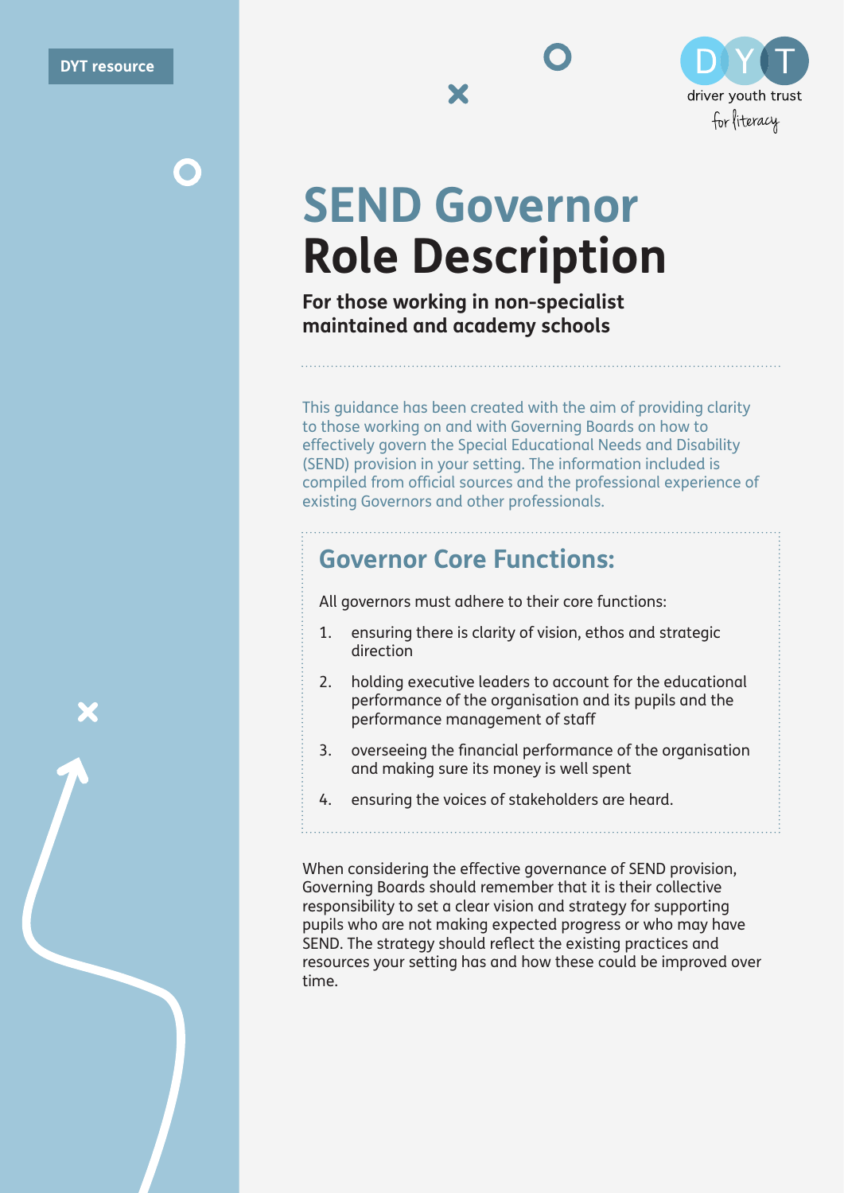DYT resource

driver youth trust
for literacy

# SEND Governor Role Description

**For those working in non-specialist maintained and academy schools**

This guidance has been created with the aim of providing clarity to those working on and with Governing Boards on how to effectively govern the Special Educational Needs and Disability (SEND) provision in your setting. The information included is compiled from official sources and the professional experience of existing Governors and other professionals.

## Governor Core Functions:

All governors must adhere to their core functions:

1. ensuring there is clarity of vision, ethos and strategic direction
2. holding executive leaders to account for the educational performance of the organisation and its pupils and the performance management of staff
3. overseeing the financial performance of the organisation and making sure its money is well spent
4. ensuring the voices of stakeholders are heard.

When considering the effective governance of SEND provision, Governing Boards should remember that it is their collective responsibility to set a clear vision and strategy for supporting pupils who are not making expected progress or who may have SEND. The strategy should reflect the existing practices and resources your setting has and how these could be improved over time.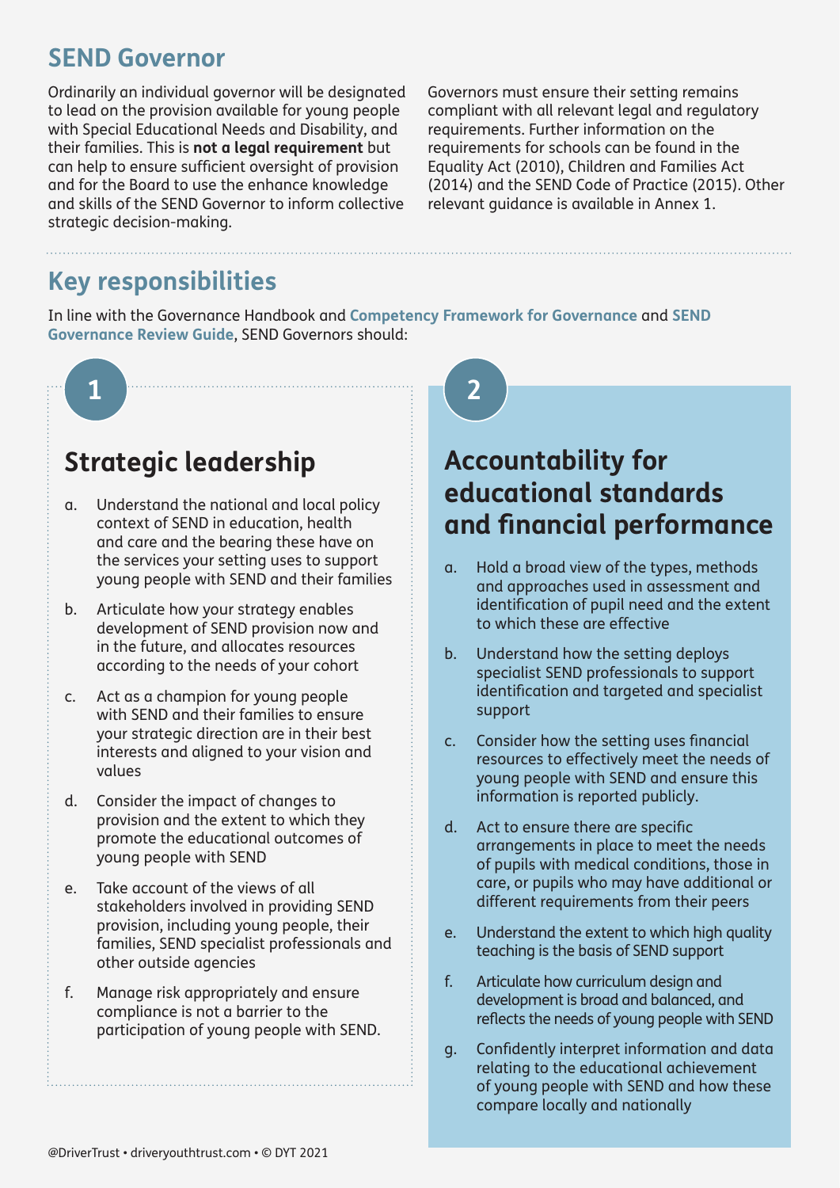## SEND Governor

Ordinarily an individual governor will be designated to lead on the provision available for young people with Special Educational Needs and Disability, and their families. This is **not a legal requirement** but can help to ensure sufficient oversight of provision and for the Board to use the enhance knowledge and skills of the SEND Governor to inform collective strategic decision-making.

Governors must ensure their setting remains compliant with all relevant legal and regulatory requirements. Further information on the requirements for schools can be found in the Equality Act (2010), Children and Families Act (2014) and the SEND Code of Practice (2015). Other relevant guidance is available in Annex 1.

## Key responsibilities

In line with the Governance Handbook and **Competency Framework for Governance** and **SEND Governance Review Guide**, SEND Governors should:

### 1 Strategic leadership

a. Understand the national and local policy context of SEND in education, health and care and the bearing these have on the services your setting uses to support young people with SEND and their families

b. Articulate how your strategy enables development of SEND provision now and in the future, and allocates resources according to the needs of your cohort

c. Act as a champion for young people with SEND and their families to ensure your strategic direction are in their best interests and aligned to your vision and values

d. Consider the impact of changes to provision and the extent to which they promote the educational outcomes of young people with SEND

e. Take account of the views of all stakeholders involved in providing SEND provision, including young people, their families, SEND specialist professionals and other outside agencies

f. Manage risk appropriately and ensure compliance is not a barrier to the participation of young people with SEND.

### 2 Accountability for educational standards and financial performance

a. Hold a broad view of the types, methods and approaches used in assessment and identification of pupil need and the extent to which these are effective

b. Understand how the setting deploys specialist SEND professionals to support identification and targeted and specialist support

c. Consider how the setting uses financial resources to effectively meet the needs of young people with SEND and ensure this information is reported publicly.

d. Act to ensure there are specific arrangements in place to meet the needs of pupils with medical conditions, those in care, or pupils who may have additional or different requirements from their peers

e. Understand the extent to which high quality teaching is the basis of SEND support

f. Articulate how curriculum design and development is broad and balanced, and reflects the needs of young people with SEND

g. Confidently interpret information and data relating to the educational achievement of young people with SEND and how these compare locally and nationally

@DriverTrust • driveryouthtrust.com • © DYT 2021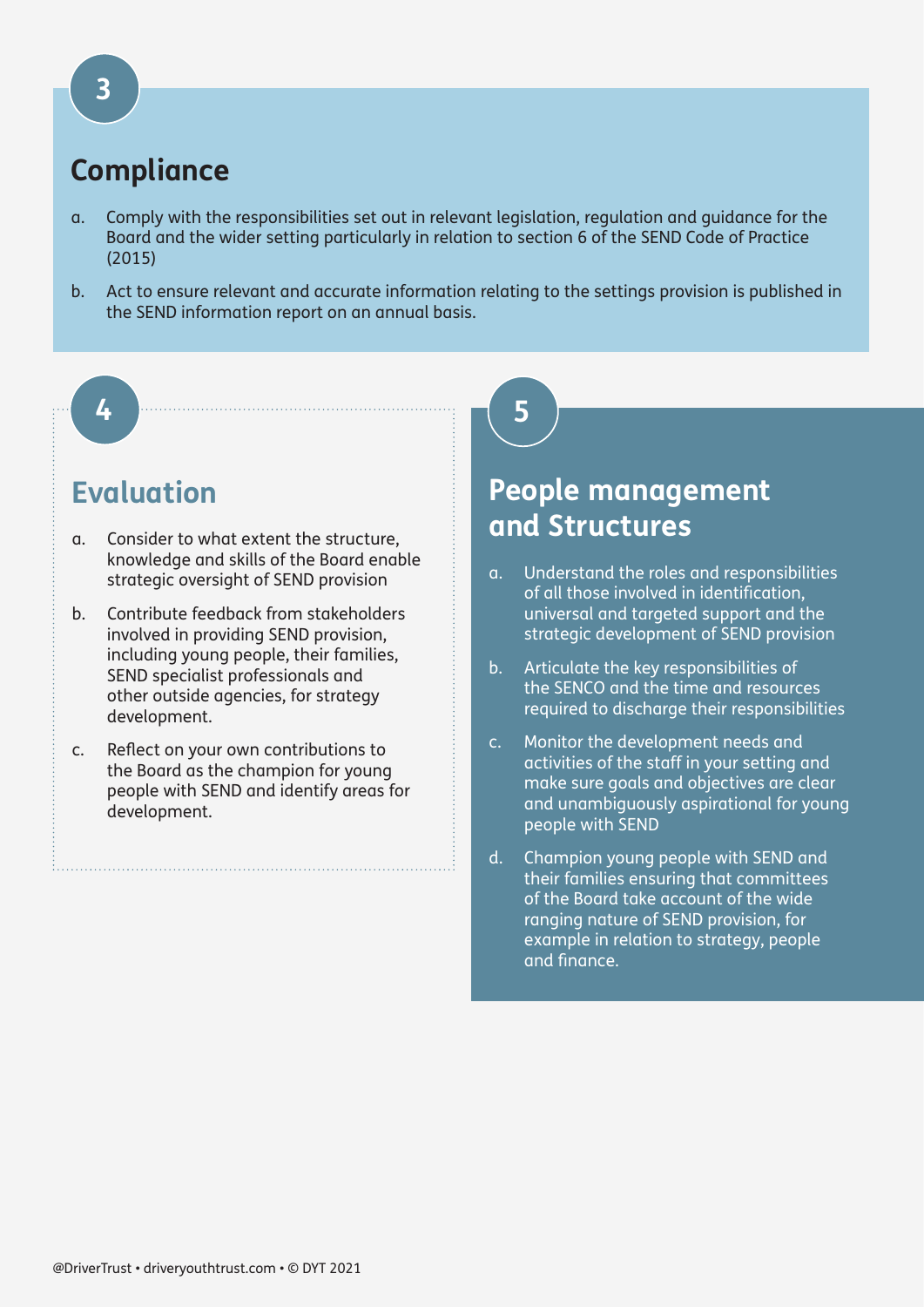3

## Compliance

a. Comply with the responsibilities set out in relevant legislation, regulation and guidance for the Board and the wider setting particularly in relation to section 6 of the SEND Code of Practice (2015)

b. Act to ensure relevant and accurate information relating to the settings provision is published in the SEND information report on an annual basis.

4

## Evaluation

a. Consider to what extent the structure, knowledge and skills of the Board enable strategic oversight of SEND provision

b. Contribute feedback from stakeholders involved in providing SEND provision, including young people, their families, SEND specialist professionals and other outside agencies, for strategy development.

c. Reflect on your own contributions to the Board as the champion for young people with SEND and identify areas for development.

5

## People management and Structures

a. Understand the roles and responsibilities of all those involved in identification, universal and targeted support and the strategic development of SEND provision

b. Articulate the key responsibilities of the SENCO and the time and resources required to discharge their responsibilities

c. Monitor the development needs and activities of the staff in your setting and make sure goals and objectives are clear and unambiguously aspirational for young people with SEND

d. Champion young people with SEND and their families ensuring that committees of the Board take account of the wide ranging nature of SEND provision, for example in relation to strategy, people and finance.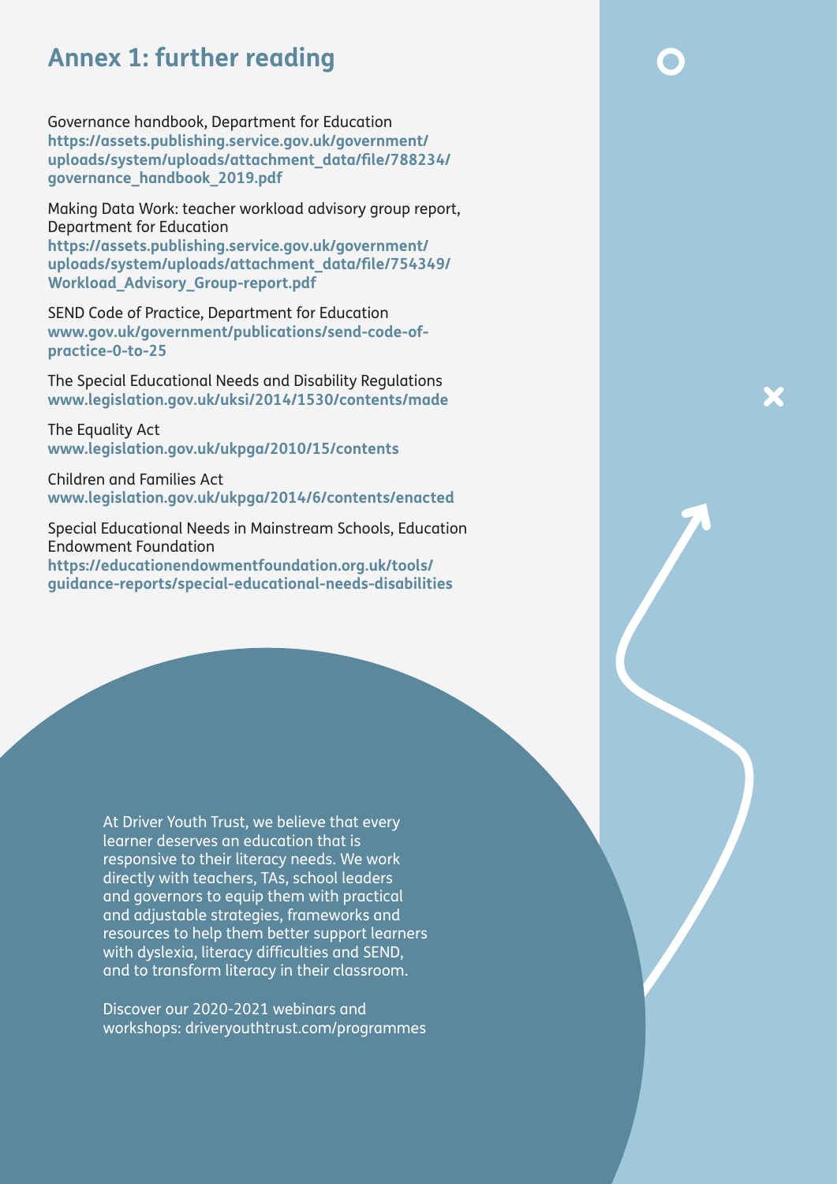## Annex 1: further reading

Governance handbook, Department for Education
**https://assets.publishing.service.gov.uk/government/uploads/system/uploads/attachment_data/file/788234/governance_handbook_2019.pdf**

Making Data Work: teacher workload advisory group report, Department for Education
**https://assets.publishing.service.gov.uk/government/uploads/system/uploads/attachment_data/file/754349/Workload_Advisory_Group-report.pdf**

SEND Code of Practice, Department for Education
**www.gov.uk/government/publications/send-code-of-practice-0-to-25**

The Special Educational Needs and Disability Regulations
**www.legislation.gov.uk/uksi/2014/1530/contents/made**

The Equality Act
**www.legislation.gov.uk/ukpga/2010/15/contents**

Children and Families Act
**www.legislation.gov.uk/ukpga/2014/6/contents/enacted**

Special Educational Needs in Mainstream Schools, Education Endowment Foundation
**https://educationendowmentfoundation.org.uk/tools/guidance-reports/special-educational-needs-disabilities**

At Driver Youth Trust, we believe that every learner deserves an education that is responsive to their literacy needs. We work directly with teachers, TAs, school leaders and governors to equip them with practical and adjustable strategies, frameworks and resources to help them better support learners with dyslexia, literacy difficulties and SEND, and to transform literacy in their classroom.

Discover our 2020-2021 webinars and workshops: driveryouthtrust.com/programmes